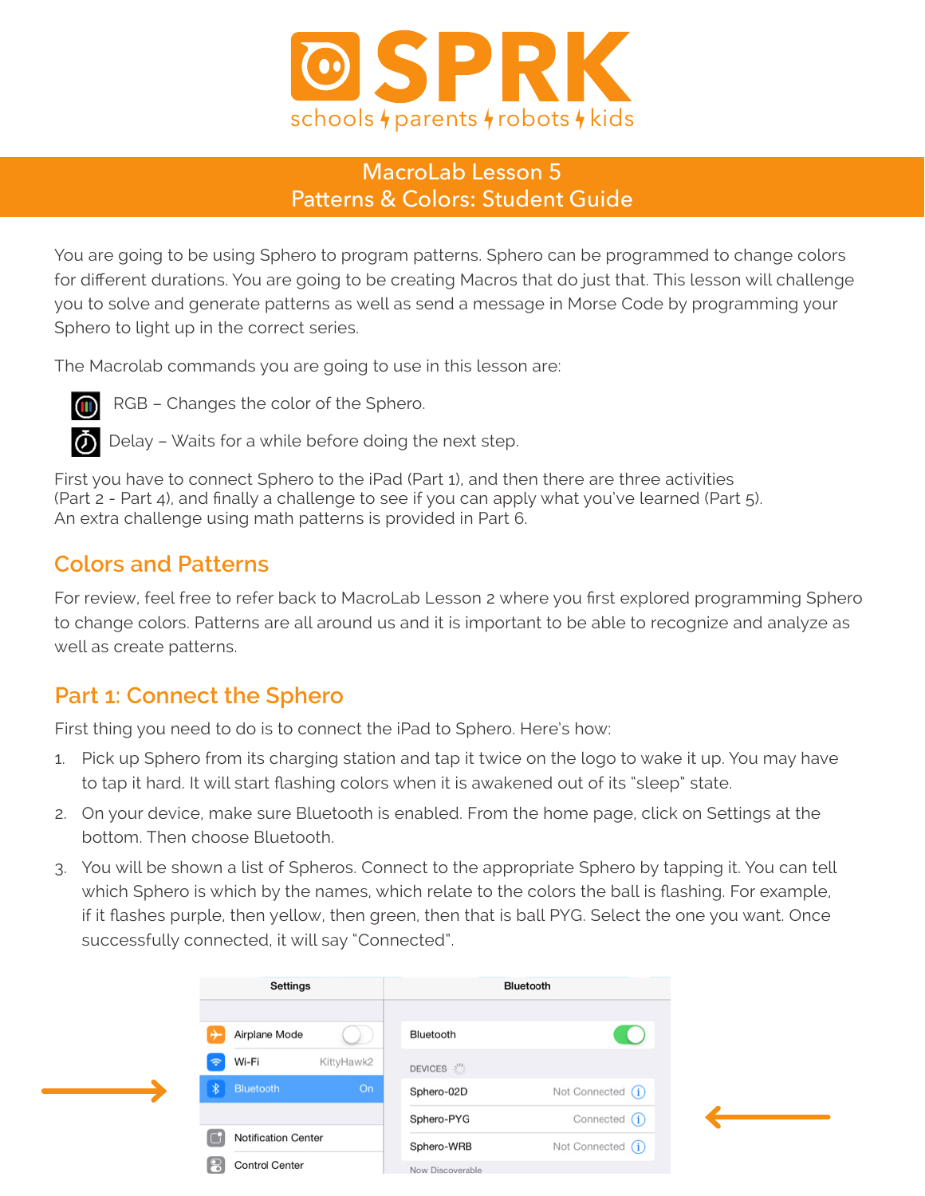# SPRK

schools ϟ parents ϟ robots ϟ kids

## MacroLab Lesson 5
## Patterns & Colors: Student Guide

You are going to be using Sphero to program patterns. Sphero can be programmed to change colors for different durations. You are going to be creating Macros that do just that. This lesson will challenge you to solve and generate patterns as well as send a message in Morse Code by programming your Sphero to light up in the correct series.

The Macrolab commands you are going to use in this lesson are:

- RGB – Changes the color of the Sphero.
- Delay – Waits for a while before doing the next step.

First you have to connect Sphero to the iPad (Part 1), and then there are three activities (Part 2 - Part 4), and finally a challenge to see if you can apply what you've learned (Part 5). An extra challenge using math patterns is provided in Part 6.

## Colors and Patterns

For review, feel free to refer back to MacroLab Lesson 2 where you first explored programming Sphero to change colors. Patterns are all around us and it is important to be able to recognize and analyze as well as create patterns.

## Part 1: Connect the Sphero

First thing you need to do is to connect the iPad to Sphero. Here's how:

1. Pick up Sphero from its charging station and tap it twice on the logo to wake it up. You may have to tap it hard. It will start flashing colors when it is awakened out of its "sleep" state.
2. On your device, make sure Bluetooth is enabled. From the home page, click on Settings at the bottom. Then choose Bluetooth.
3. You will be shown a list of Spheros. Connect to the appropriate Sphero by tapping it. You can tell which Sphero is which by the names, which relate to the colors the ball is flashing. For example, if it flashes purple, then yellow, then green, then that is ball PYG. Select the one you want. Once successfully connected, it will say "Connected".

| Settings | |
|---|---|
| Airplane Mode | |
| Wi-Fi | KittyHawk2 |
| Bluetooth | On |
| Notification Center | |
| Control Center | |

| Bluetooth | |
|---|---|
| Bluetooth | |
| DEVICES | |
| Sphero-02D | Not Connected |
| Sphero-PYG | Connected |
| Sphero-WRB | Not Connected |
| Now Discoverable | |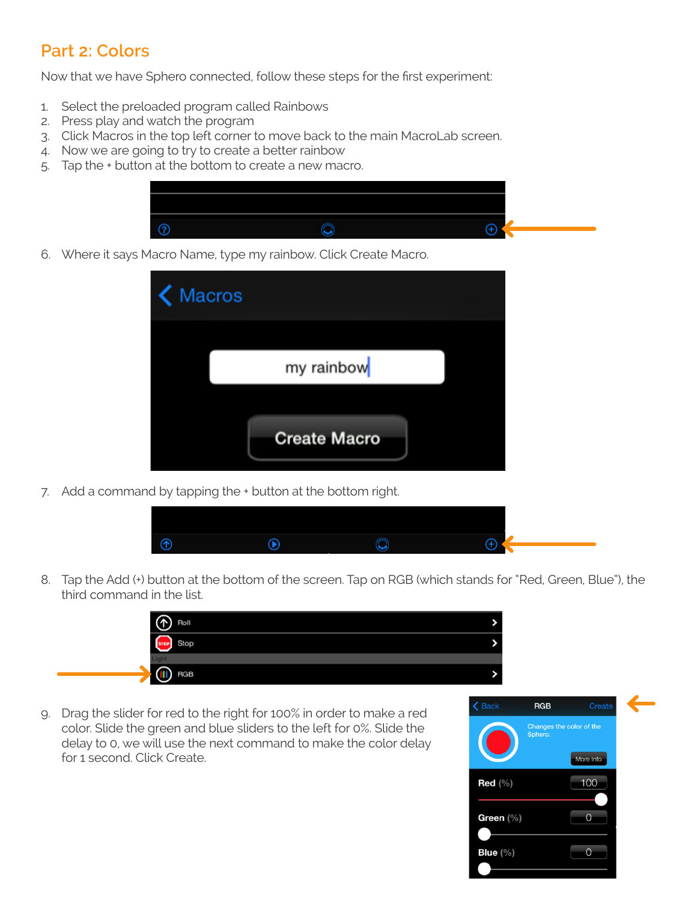## Part 2: Colors

Now that we have Sphero connected, follow these steps for the first experiment:

1. Select the preloaded program called Rainbows
2. Press play and watch the program
3. Click Macros in the top left corner to move back to the main MacroLab screen.
4. Now we are going to try to create a better rainbow
5. Tap the + button at the bottom to create a new macro.
6. Where it says Macro Name, type my rainbow. Click Create Macro.
7. Add a command by tapping the + button at the bottom right.
8. Tap the Add (+) button at the bottom of the screen. Tap on RGB (which stands for "Red, Green, Blue"), the third command in the list.
9. Drag the slider for red to the right for 100% in order to make a red color. Slide the green and blue sliders to the left for 0%. Slide the delay to 0, we will use the next command to make the color delay for 1 second. Click Create.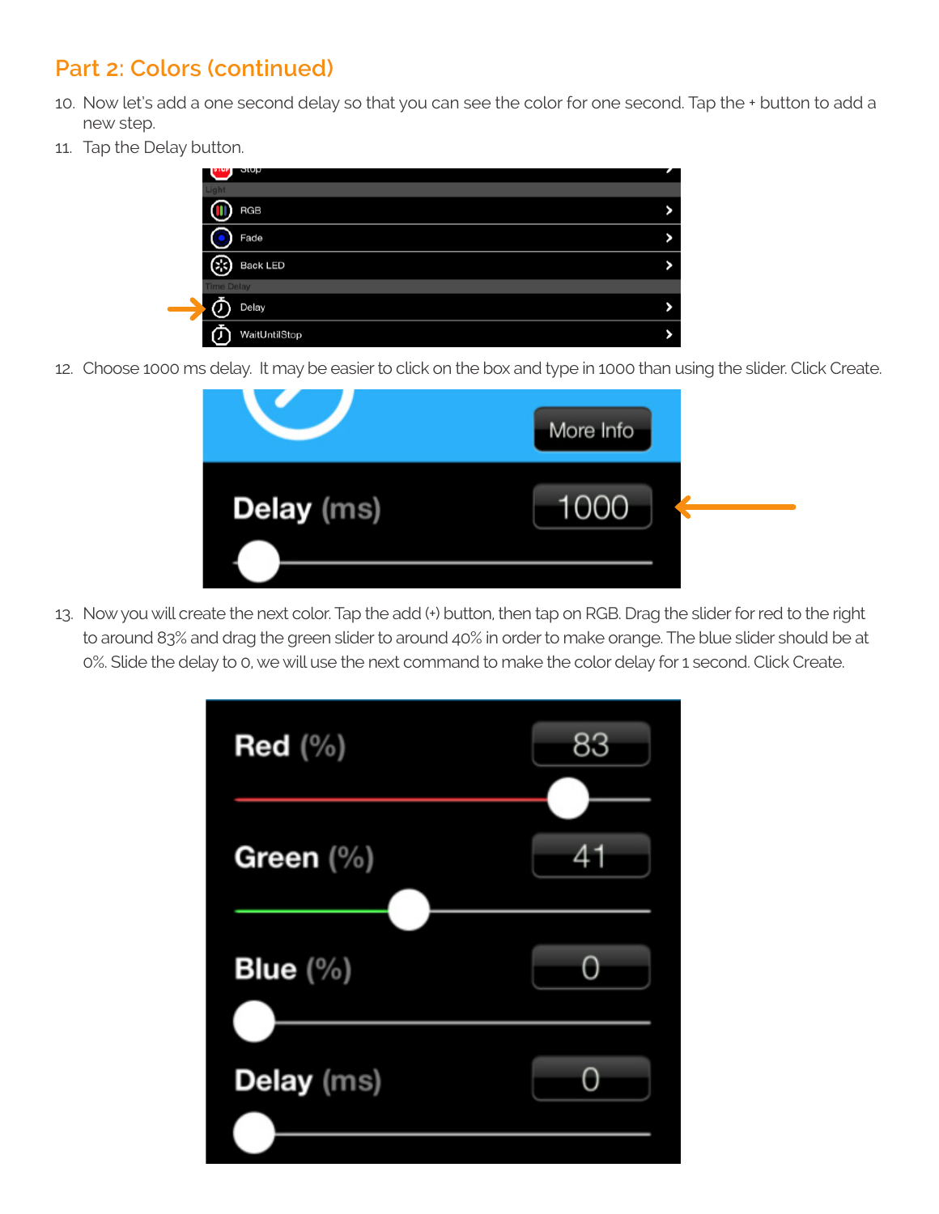## Part 2: Colors (continued)

10. Now let's add a one second delay so that you can see the color for one second. Tap the + button to add a new step.
11. Tap the Delay button.
12. Choose 1000 ms delay. It may be easier to click on the box and type in 1000 than using the slider. Click Create.
13. Now you will create the next color. Tap the add (+) button, then tap on RGB. Drag the slider for red to the right to around 83% and drag the green slider to around 40% in order to make orange. The blue slider should be at 0%. Slide the delay to 0, we will use the next command to make the color delay for 1 second. Click Create.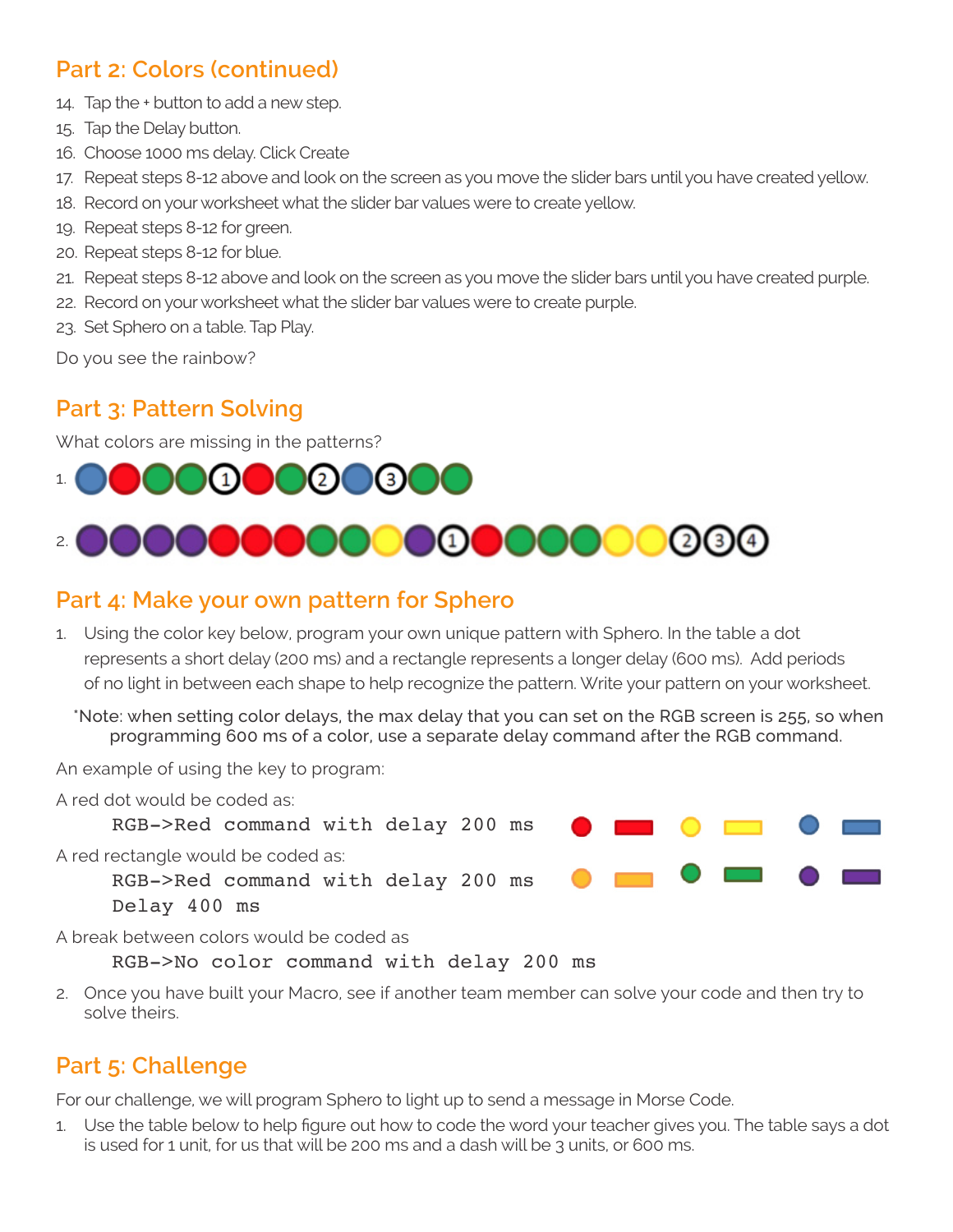## Part 2: Colors (continued)

14. Tap the + button to add a new step.
15. Tap the Delay button.
16. Choose 1000 ms delay. Click Create
17. Repeat steps 8-12 above and look on the screen as you move the slider bars until you have created yellow.
18. Record on your worksheet what the slider bar values were to create yellow.
19. Repeat steps 8-12 for green.
20. Repeat steps 8-12 for blue.
21. Repeat steps 8-12 above and look on the screen as you move the slider bars until you have created purple.
22. Record on your worksheet what the slider bar values were to create purple.
23. Set Sphero on a table. Tap Play.

Do you see the rainbow?

## Part 3: Pattern Solving

What colors are missing in the patterns?

1. blue, red, green, green, (1), red, green, (2), blue, (3), green, green

2. purple, purple, purple, purple, red, red, red, green, green, yellow, purple, (1), red, green, green, green, yellow, yellow, (2), (3), (4)

## Part 4: Make your own pattern for Sphero

1. Using the color key below, program your own unique pattern with Sphero. In the table a dot represents a short delay (200 ms) and a rectangle represents a longer delay (600 ms). Add periods of no light in between each shape to help recognize the pattern. Write your pattern on your worksheet.

*Note: when setting color delays, the max delay that you can set on the RGB screen is 255, so when programming 600 ms of a color, use a separate delay command after the RGB command.

An example of using the key to program:

A red dot would be coded as:

```
RGB->Red command with delay 200 ms
```

A red rectangle would be coded as:

```
RGB->Red command with delay 200 ms
Delay 400 ms
```

A break between colors would be coded as

```
RGB->No color command with delay 200 ms
```

| Dot | Rectangle | Dot | Rectangle | Dot | Rectangle |
|---|---|---|---|---|---|
| red dot | red rectangle | yellow dot | yellow rectangle | blue dot | blue rectangle |
| orange dot | orange rectangle | green dot | green rectangle | purple dot | purple rectangle |

2. Once you have built your Macro, see if another team member can solve your code and then try to solve theirs.

## Part 5: Challenge

For our challenge, we will program Sphero to light up to send a message in Morse Code.

1. Use the table below to help figure out how to code the word your teacher gives you. The table says a dot is used for 1 unit, for us that will be 200 ms and a dash will be 3 units, or 600 ms.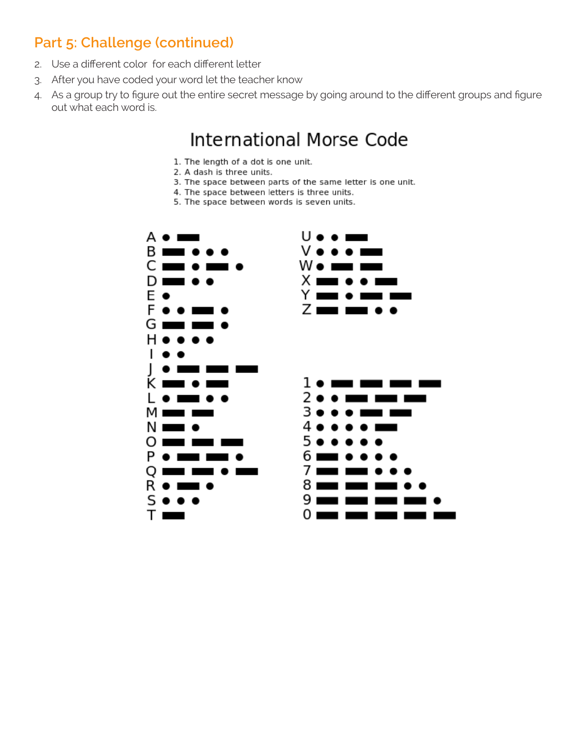## Part 5: Challenge (continued)

2. Use a different color for each different letter
3. After you have coded your word let the teacher know
4. As a group try to figure out the entire secret message by going around to the different groups and figure out what each word is.

### International Morse Code

1. The length of a dot is one unit.
2. A dash is three units.
3. The space between parts of the same letter is one unit.
4. The space between letters is three units.
5. The space between words is seven units.

| Letter | Code | Letter | Code |
|---|---|---|---|
| A | • — | U | • • — |
| B | — • • • | V | • • • — |
| C | — • — • | W | • — — |
| D | — • • | X | — • • — |
| E | • | Y | — • — — |
| F | • • — • | Z | — — • • |
| G | — — • | | |
| H | • • • • | | |
| I | • • | | |
| J | • — — — | | |
| K | — • — | 1 | • — — — — |
| L | • — • • | 2 | • • — — — |
| M | — — | 3 | • • • — — |
| N | — • | 4 | • • • • — |
| O | — — — | 5 | • • • • • |
| P | • — — • | 6 | — • • • • |
| Q | — — • — | 7 | — — • • • |
| R | • — • | 8 | — — — • • |
| S | • • • | 9 | — — — — • |
| T | — | 0 | — — — — — |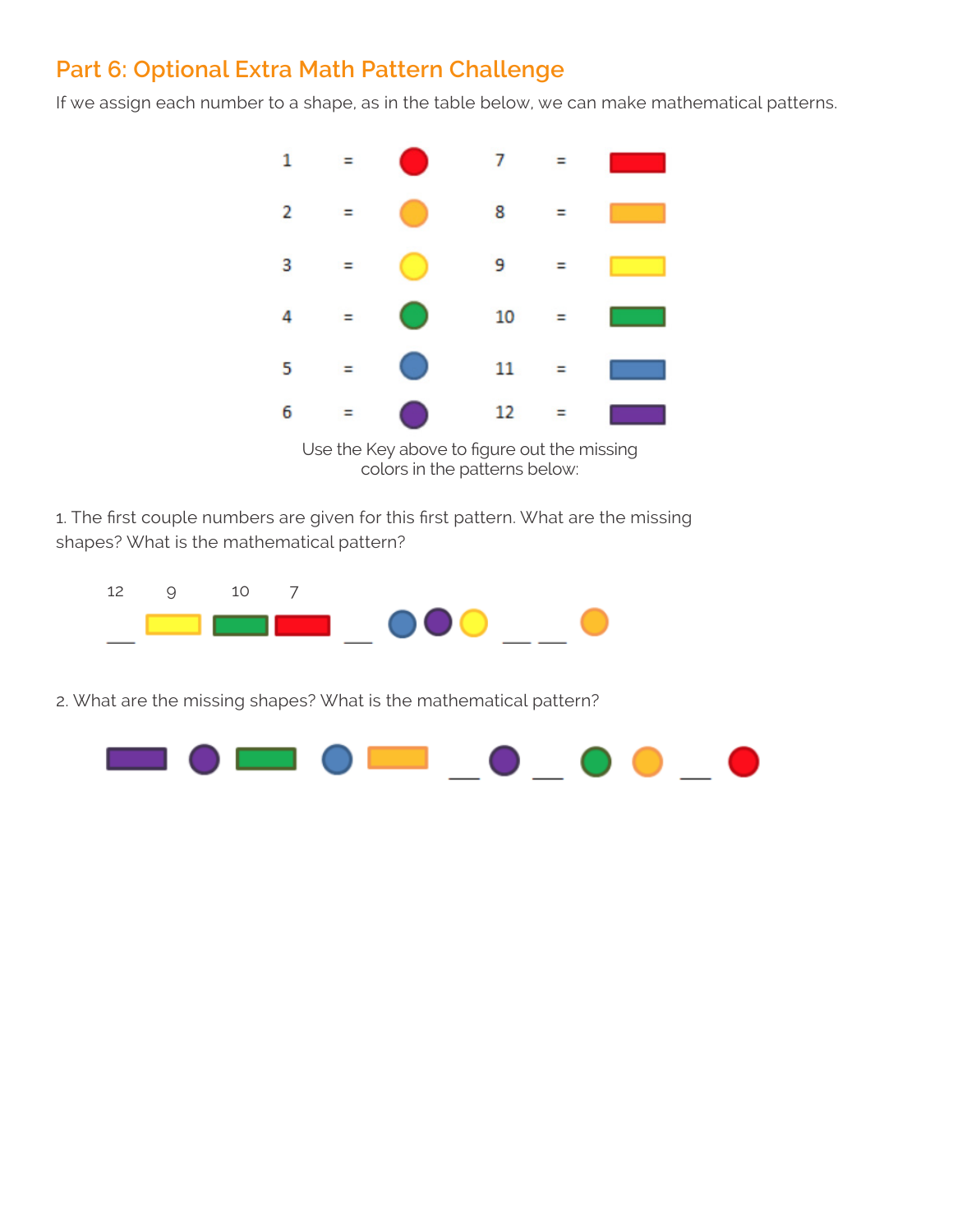## Part 6: Optional Extra Math Pattern Challenge

If we assign each number to a shape, as in the table below, we can make mathematical patterns.

| | | | | | |
|---|---|---|---|---|---|
| 1 | = | red circle | 7 | = | red rectangle |
| 2 | = | orange circle | 8 | = | orange rectangle |
| 3 | = | yellow circle | 9 | = | yellow rectangle |
| 4 | = | green circle | 10 | = | green rectangle |
| 5 | = | blue circle | 11 | = | blue rectangle |
| 6 | = | purple circle | 12 | = | purple rectangle |

Use the Key above to figure out the missing colors in the patterns below:

1. The first couple numbers are given for this first pattern. What are the missing shapes? What is the mathematical pattern?

12 9 10 7

___ [yellow rectangle] [green rectangle] [red rectangle] ___ [blue circle] [purple circle] [yellow circle] ___ ___ [orange circle]

2. What are the missing shapes? What is the mathematical pattern?

[purple rectangle] [purple circle] [green rectangle] [blue circle] [orange rectangle] ___ [purple circle] ___ [green circle] [orange circle] ___ [red circle]